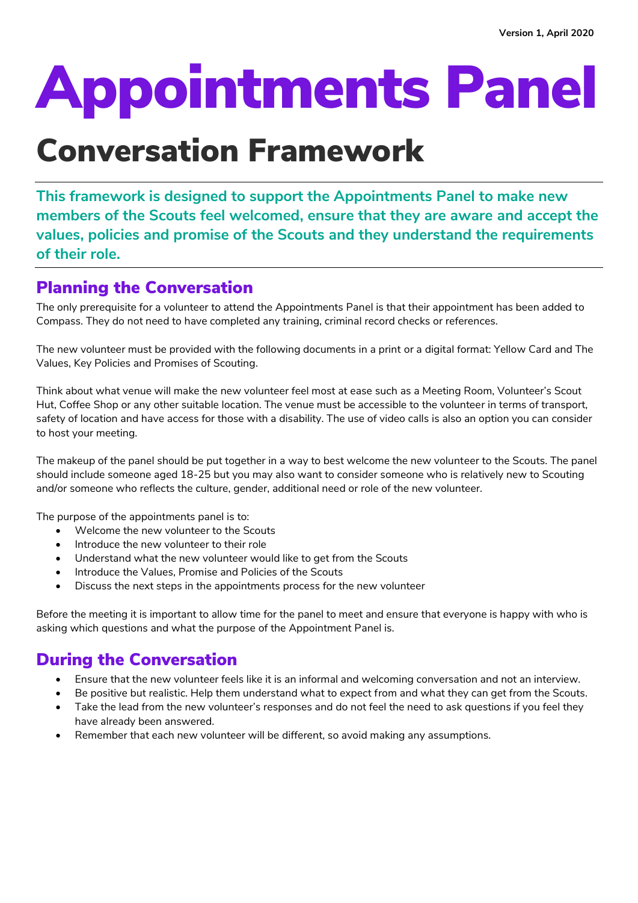Version 1, April 2020

# Appointments Panel

# Conversation Framework

**This framework is designed to support the Appointments Panel to make new members of the Scouts feel welcomed, ensure that they are aware and accept the values, policies and promise of the Scouts and they understand the requirements of their role.**

## Planning the Conversation

The only prerequisite for a volunteer to attend the Appointments Panel is that their appointment has been added to Compass. They do not need to have completed any training, criminal record checks or references.

The new volunteer must be provided with the following documents in a print or a digital format: Yellow Card and The Values, Key Policies and Promises of Scouting.

Think about what venue will make the new volunteer feel most at ease such as a Meeting Room, Volunteer's Scout Hut, Coffee Shop or any other suitable location. The venue must be accessible to the volunteer in terms of transport, safety of location and have access for those with a disability. The use of video calls is also an option you can consider to host your meeting.

The makeup of the panel should be put together in a way to best welcome the new volunteer to the Scouts. The panel should include someone aged 18-25 but you may also want to consider someone who is relatively new to Scouting and/or someone who reflects the culture, gender, additional need or role of the new volunteer.

The purpose of the appointments panel is to:

- Welcome the new volunteer to the Scouts
- Introduce the new volunteer to their role
- Understand what the new volunteer would like to get from the Scouts
- Introduce the Values, Promise and Policies of the Scouts
- Discuss the next steps in the appointments process for the new volunteer

Before the meeting it is important to allow time for the panel to meet and ensure that everyone is happy with who is asking which questions and what the purpose of the Appointment Panel is.

## During the Conversation

- Ensure that the new volunteer feels like it is an informal and welcoming conversation and not an interview.
- Be positive but realistic. Help them understand what to expect from and what they can get from the Scouts.
- Take the lead from the new volunteer's responses and do not feel the need to ask questions if you feel they have already been answered.
- Remember that each new volunteer will be different, so avoid making any assumptions.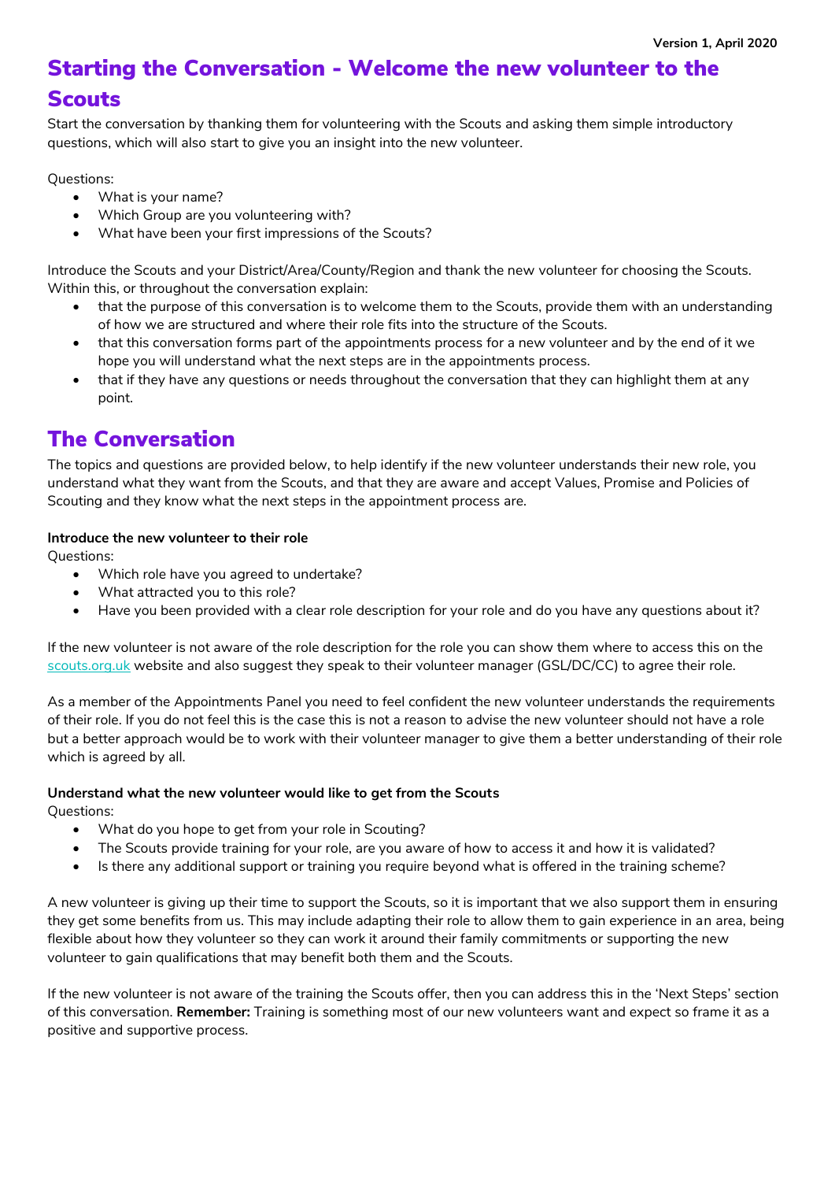# Starting the Conversation - Welcome the new volunteer to the Scouts

Start the conversation by thanking them for volunteering with the Scouts and asking them simple introductory questions, which will also start to give you an insight into the new volunteer.

Questions:

- What is your name?
- Which Group are you volunteering with?
- What have been your first impressions of the Scouts?

Introduce the Scouts and your District/Area/County/Region and thank the new volunteer for choosing the Scouts. Within this, or throughout the conversation explain:

- that the purpose of this conversation is to welcome them to the Scouts, provide them with an understanding of how we are structured and where their role fits into the structure of the Scouts.
- that this conversation forms part of the appointments process for a new volunteer and by the end of it we hope you will understand what the next steps are in the appointments process.
- that if they have any questions or needs throughout the conversation that they can highlight them at any point.

# The Conversation

The topics and questions are provided below, to help identify if the new volunteer understands their new role, you understand what they want from the Scouts, and that they are aware and accept Values, Promise and Policies of Scouting and they know what the next steps in the appointment process are.

**Introduce the new volunteer to their role**

Questions:

- Which role have you agreed to undertake?
- What attracted you to this role?
- Have you been provided with a clear role description for your role and do you have any questions about it?

If the new volunteer is not aware of the role description for the role you can show them where to access this on the scouts.org.uk website and also suggest they speak to their volunteer manager (GSL/DC/CC) to agree their role.

As a member of the Appointments Panel you need to feel confident the new volunteer understands the requirements of their role. If you do not feel this is the case this is not a reason to advise the new volunteer should not have a role but a better approach would be to work with their volunteer manager to give them a better understanding of their role which is agreed by all.

**Understand what the new volunteer would like to get from the Scouts**

Questions:

- What do you hope to get from your role in Scouting?
- The Scouts provide training for your role, are you aware of how to access it and how it is validated?
- Is there any additional support or training you require beyond what is offered in the training scheme?

A new volunteer is giving up their time to support the Scouts, so it is important that we also support them in ensuring they get some benefits from us. This may include adapting their role to allow them to gain experience in an area, being flexible about how they volunteer so they can work it around their family commitments or supporting the new volunteer to gain qualifications that may benefit both them and the Scouts.

If the new volunteer is not aware of the training the Scouts offer, then you can address this in the 'Next Steps' section of this conversation. **Remember:** Training is something most of our new volunteers want and expect so frame it as a positive and supportive process.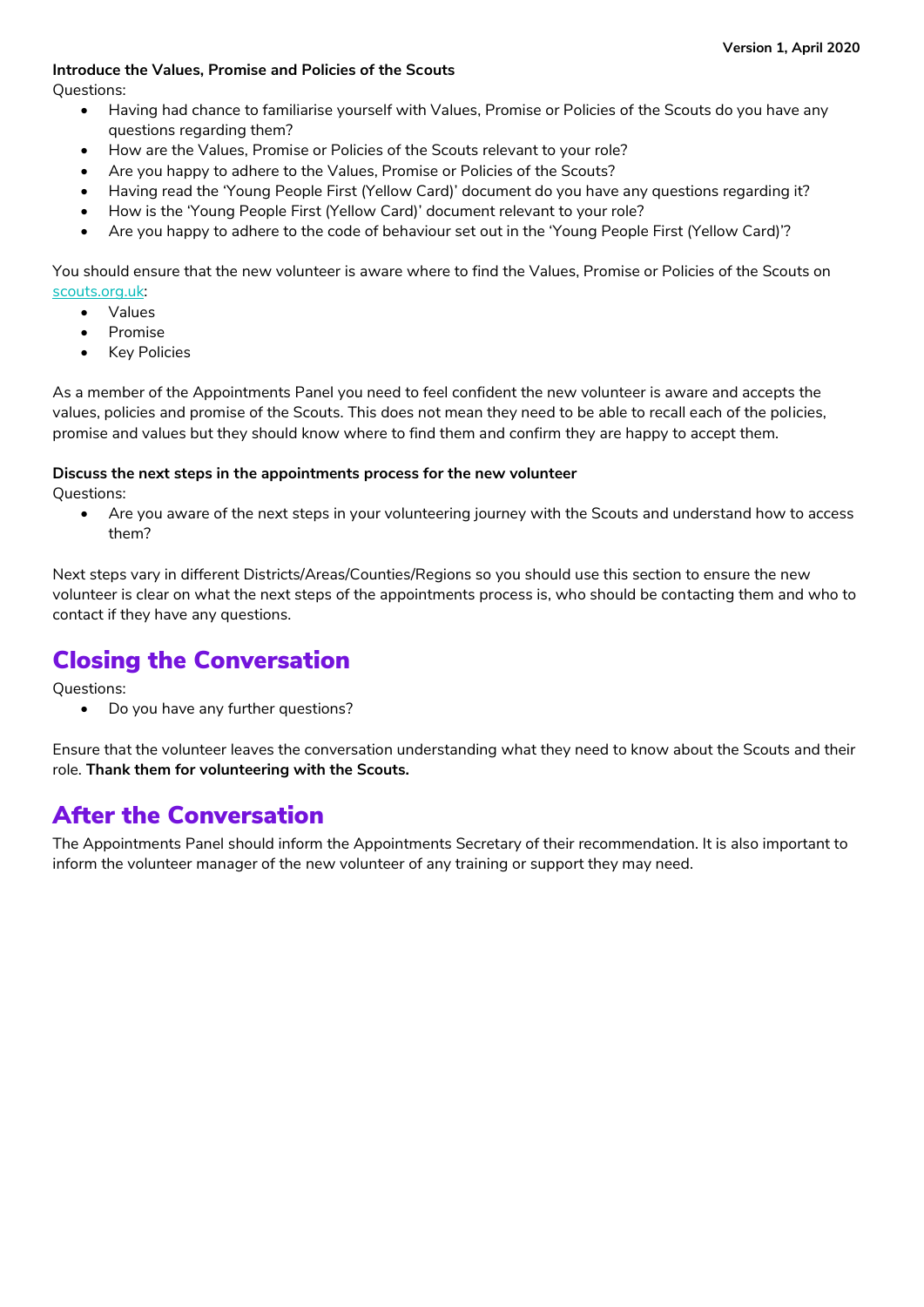**Introduce the Values, Promise and Policies of the Scouts**

Questions:

- Having had chance to familiarise yourself with Values, Promise or Policies of the Scouts do you have any questions regarding them?
- How are the Values, Promise or Policies of the Scouts relevant to your role?
- Are you happy to adhere to the Values, Promise or Policies of the Scouts?
- Having read the 'Young People First (Yellow Card)' document do you have any questions regarding it?
- How is the 'Young People First (Yellow Card)' document relevant to your role?
- Are you happy to adhere to the code of behaviour set out in the 'Young People First (Yellow Card)'?

You should ensure that the new volunteer is aware where to find the Values, Promise or Policies of the Scouts on scouts.org.uk:

- Values
- Promise
- Key Policies

As a member of the Appointments Panel you need to feel confident the new volunteer is aware and accepts the values, policies and promise of the Scouts. This does not mean they need to be able to recall each of the policies, promise and values but they should know where to find them and confirm they are happy to accept them.

**Discuss the next steps in the appointments process for the new volunteer**

Questions:

- Are you aware of the next steps in your volunteering journey with the Scouts and understand how to access them?

Next steps vary in different Districts/Areas/Counties/Regions so you should use this section to ensure the new volunteer is clear on what the next steps of the appointments process is, who should be contacting them and who to contact if they have any questions.

## Closing the Conversation

Questions:

- Do you have any further questions?

Ensure that the volunteer leaves the conversation understanding what they need to know about the Scouts and their role. **Thank them for volunteering with the Scouts.**

## After the Conversation

The Appointments Panel should inform the Appointments Secretary of their recommendation. It is also important to inform the volunteer manager of the new volunteer of any training or support they may need.